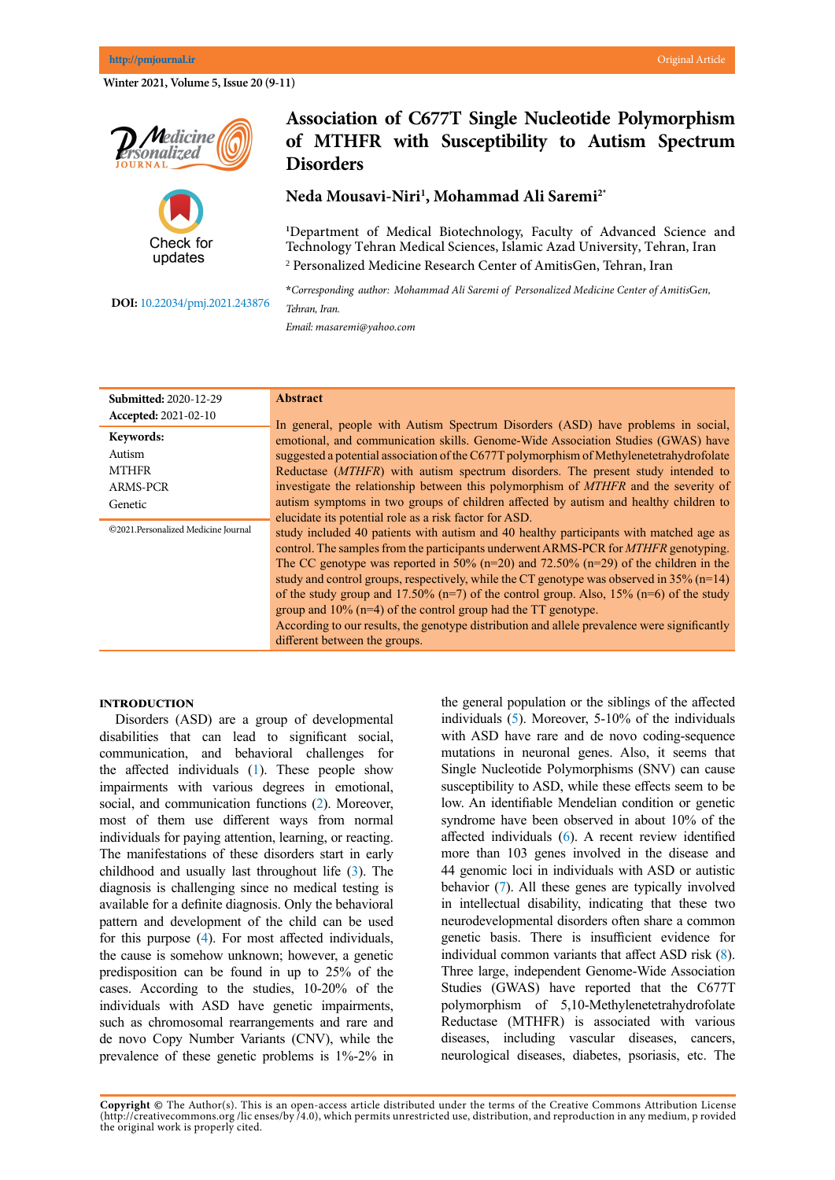# Association of C677T Single Nucleotide Polymorphism of MTHFR with Susceptibility to Autism Spectrum Disorders

**Neda Mousavi-Niri[1], Mohammad Ali Saremi[2*]**

[1]Department of Medical Biotechnology, Faculty of Advanced Science and Technology Tehran Medical Sciences, Islamic Azad University, Tehran, Iran

[2] Personalized Medicine Research Center of AmitisGen, Tehran, Iran

*\*Corresponding author: Mohammad Ali Saremi of Personalized Medicine Center of AmitisGen, Tehran, Iran.*

*Email: masaremi@yahoo.com*

**DOI:** 10.22034/pmj.2021.243876

**Submitted:** 2020-12-29
**Accepted:** 2021-02-10

**Keywords:**
Autism
MTHFR
ARMS-PCR
Genetic

©2021.Personalized Medicine Journal

## Abstract

In general, people with Autism Spectrum Disorders (ASD) have problems in social, emotional, and communication skills. Genome-Wide Association Studies (GWAS) have suggested a potential association of the C677T polymorphism of Methylenetetrahydrofolate Reductase (*MTHFR*) with autism spectrum disorders. The present study intended to investigate the relationship between this polymorphism of *MTHFR* and the severity of autism symptoms in two groups of children affected by autism and healthy children to elucidate its potential role as a risk factor for ASD.

study included 40 patients with autism and 40 healthy participants with matched age as control. The samples from the participants underwent ARMS-PCR for *MTHFR* genotyping. The CC genotype was reported in 50% (n=20) and 72.50% (n=29) of the children in the study and control groups, respectively, while the CT genotype was observed in 35% (n=14) of the study group and 17.50% (n=7) of the control group. Also, 15% (n=6) of the study group and 10% (n=4) of the control group had the TT genotype.

According to our results, the genotype distribution and allele prevalence were significantly different between the groups.

## INTRODUCTION

Disorders (ASD) are a group of developmental disabilities that can lead to significant social, communication, and behavioral challenges for the affected individuals (1). These people show impairments with various degrees in emotional, social, and communication functions (2). Moreover, most of them use different ways from normal individuals for paying attention, learning, or reacting. The manifestations of these disorders start in early childhood and usually last throughout life (3). The diagnosis is challenging since no medical testing is available for a definite diagnosis. Only the behavioral pattern and development of the child can be used for this purpose (4). For most affected individuals, the cause is somehow unknown; however, a genetic predisposition can be found in up to 25% of the cases. According to the studies, 10-20% of the individuals with ASD have genetic impairments, such as chromosomal rearrangements and rare and de novo Copy Number Variants (CNV), while the prevalence of these genetic problems is 1%-2% in the general population or the siblings of the affected individuals (5). Moreover, 5-10% of the individuals with ASD have rare and de novo coding-sequence mutations in neuronal genes. Also, it seems that Single Nucleotide Polymorphisms (SNV) can cause susceptibility to ASD, while these effects seem to be low. An identifiable Mendelian condition or genetic syndrome have been observed in about 10% of the affected individuals (6). A recent review identified more than 103 genes involved in the disease and 44 genomic loci in individuals with ASD or autistic behavior (7). All these genes are typically involved in intellectual disability, indicating that these two neurodevelopmental disorders often share a common genetic basis. There is insufficient evidence for individual common variants that affect ASD risk (8). Three large, independent Genome-Wide Association Studies (GWAS) have reported that the C677T polymorphism of 5,10-Methylenetetrahydrofolate Reductase (MTHFR) is associated with various diseases, including vascular diseases, cancers, neurological diseases, diabetes, psoriasis, etc. The

**Copyright ©** The Author(s). This is an open-access article distributed under the terms of the Creative Commons Attribution License (http://creativecommons.org /lic enses/by /4.0), which permits unrestricted use, distribution, and reproduction in any medium, p rovided the original work is properly cited.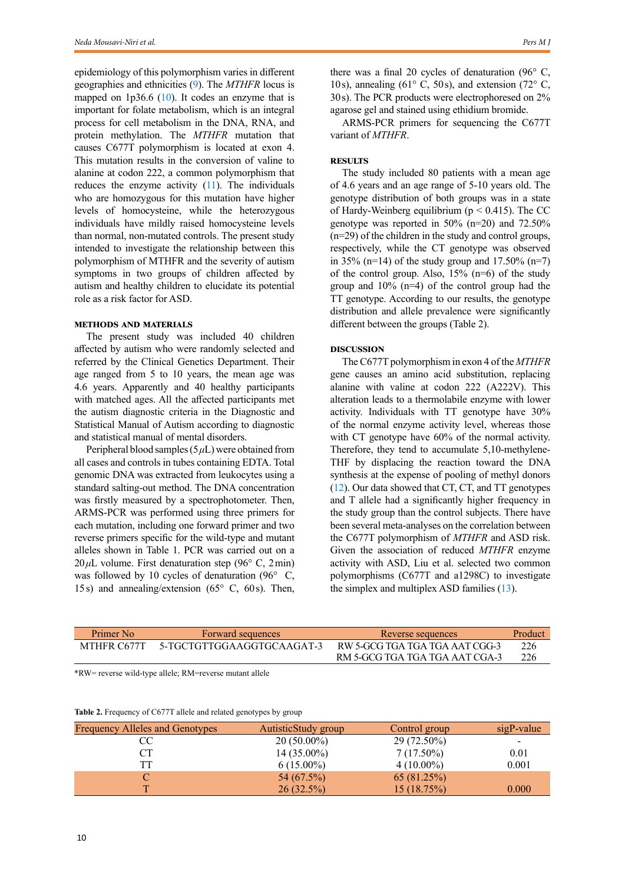epidemiology of this polymorphism varies in different geographies and ethnicities (9). The *MTHFR* locus is mapped on 1p36.6 (10). It codes an enzyme that is important for folate metabolism, which is an integral process for cell metabolism in the DNA, RNA, and protein methylation. The *MTHFR* mutation that causes C677T polymorphism is located at exon 4. This mutation results in the conversion of valine to alanine at codon 222, a common polymorphism that reduces the enzyme activity (11). The individuals who are homozygous for this mutation have higher levels of homocysteine, while the heterozygous individuals have mildly raised homocysteine levels than normal, non-mutated controls. The present study intended to investigate the relationship between this polymorphism of MTHFR and the severity of autism symptoms in two groups of children affected by autism and healthy children to elucidate its potential role as a risk factor for ASD.

## METHODS AND MATERIALS

The present study was included 40 children affected by autism who were randomly selected and referred by the Clinical Genetics Department. Their age ranged from 5 to 10 years, the mean age was 4.6 years. Apparently and 40 healthy participants with matched ages. All the affected participants met the autism diagnostic criteria in the Diagnostic and Statistical Manual of Autism according to diagnostic and statistical manual of mental disorders.

Peripheral blood samples (5 $\mu$L) were obtained from all cases and controls in tubes containing EDTA. Total genomic DNA was extracted from leukocytes using a standard salting-out method. The DNA concentration was firstly measured by a spectrophotometer. Then, ARMS-PCR was performed using three primers for each mutation, including one forward primer and two reverse primers specific for the wild-type and mutant alleles shown in Table 1. PCR was carried out on a 20 $\mu$L volume. First denaturation step (96° C, 2 min) was followed by 10 cycles of denaturation (96° C, 15 s) and annealing/extension (65° C, 60 s). Then, there was a final 20 cycles of denaturation (96° C, 10 s), annealing (61° C, 50 s), and extension (72° C, 30 s). The PCR products were electrophoresed on 2% agarose gel and stained using ethidium bromide.

ARMS-PCR primers for sequencing the C677T variant of *MTHFR*.

| Primer No | Forward sequences | Reverse sequences | Product |
|---|---|---|---|
| MTHFR C677T | 5-TGCTGTTGGAAGGTGCAAGAT-3 | RW 5-GCG TGA TGA TGA AAT CGG-3 | 226 |
| | | RM 5-GCG TGA TGA TGA AAT CGA-3 | 226 |

*RW= reverse wild-type allele; RM=reverse mutant allele

## RESULTS

The study included 80 patients with a mean age of 4.6 years and an age range of 5-10 years old. The genotype distribution of both groups was in a state of Hardy-Weinberg equilibrium ($p < 0.415$). The CC genotype was reported in 50% (n=20) and 72.50% (n=29) of the children in the study and control groups, respectively, while the CT genotype was observed in 35% (n=14) of the study group and 17.50% (n=7) of the control group. Also, 15% (n=6) of the study group and 10% (n=4) of the control group had the TT genotype. According to our results, the genotype distribution and allele prevalence were significantly different between the groups (Table 2).

**Table 2.** Frequency of C677T allele and related genotypes by group

| Frequency Alleles and Genotypes | AutisticStudy group | Control group | sigP-value |
|---|---|---|---|
| CC | 20 (50.00%) | 29 (72.50%) | - |
| CT | 14 (35.00%) | 7 (17.50%) | 0.01 |
| TT | 6 (15.00%) | 4 (10.00%) | 0.001 |
| C | 54 (67.5%) | 65 (81.25%) | |
| T | 26 (32.5%) | 15 (18.75%) | 0.000 |

## DISCUSSION

The C677T polymorphism in exon 4 of the *MTHFR* gene causes an amino acid substitution, replacing alanine with valine at codon 222 (A222V). This alteration leads to a thermolabile enzyme with lower activity. Individuals with TT genotype have 30% of the normal enzyme activity level, whereas those with CT genotype have 60% of the normal activity. Therefore, they tend to accumulate 5,10-methylene-THF by displacing the reaction toward the DNA synthesis at the expense of pooling of methyl donors (12). Our data showed that CT, CT, and TT genotypes and T allele had a significantly higher frequency in the study group than the control subjects. There have been several meta-analyses on the correlation between the C677T polymorphism of *MTHFR* and ASD risk. Given the association of reduced *MTHFR* enzyme activity with ASD, Liu et al. selected two common polymorphisms (C677T and a1298C) to investigate the simplex and multiplex ASD families (13).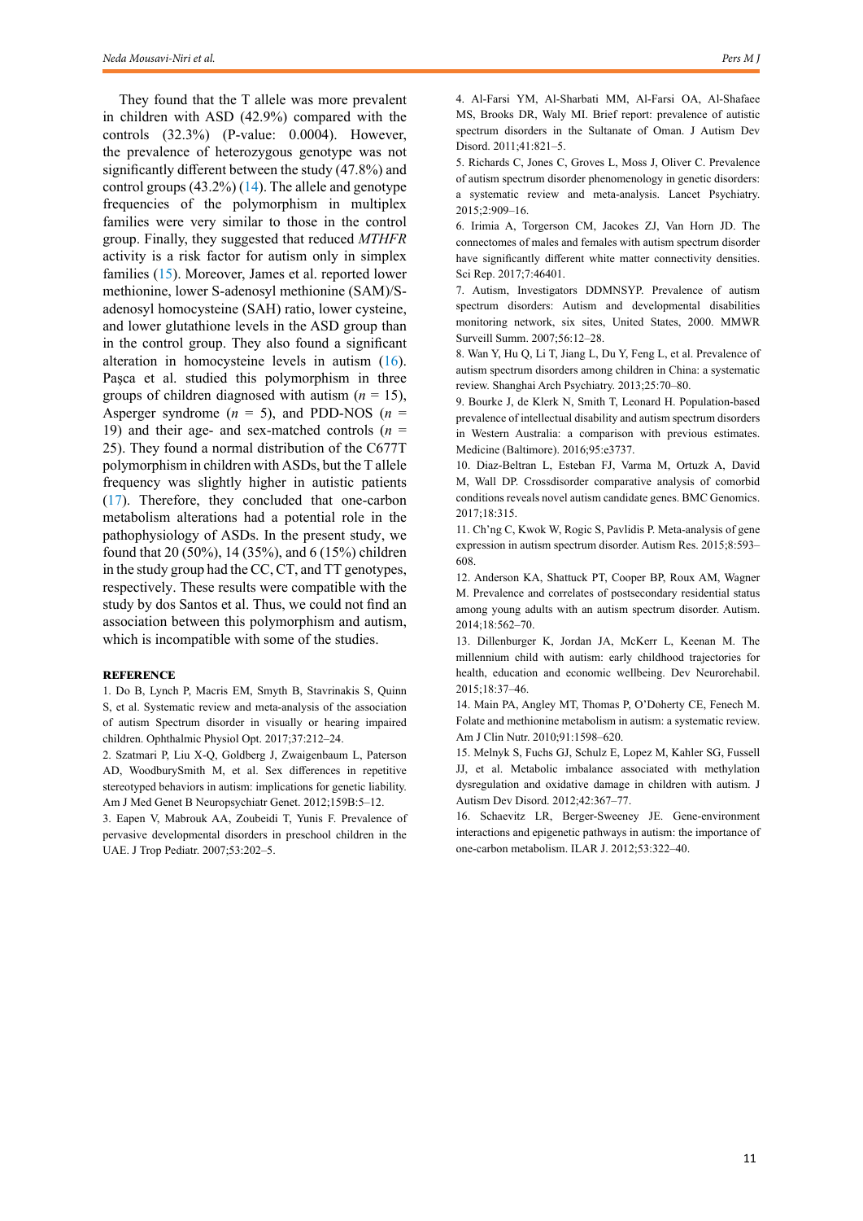They found that the T allele was more prevalent in children with ASD (42.9%) compared with the controls (32.3%) (P-value: 0.0004). However, the prevalence of heterozygous genotype was not significantly different between the study (47.8%) and control groups (43.2%) (14). The allele and genotype frequencies of the polymorphism in multiplex families were very similar to those in the control group. Finally, they suggested that reduced *MTHFR* activity is a risk factor for autism only in simplex families (15). Moreover, James et al. reported lower methionine, lower S-adenosyl methionine (SAM)/S-adenosyl homocysteine (SAH) ratio, lower cysteine, and lower glutathione levels in the ASD group than in the control group. They also found a significant alteration in homocysteine levels in autism (16). Paşca et al. studied this polymorphism in three groups of children diagnosed with autism ($n$ = 15), Asperger syndrome ($n$ = 5), and PDD-NOS ($n$ = 19) and their age- and sex-matched controls ($n$ = 25). They found a normal distribution of the C677T polymorphism in children with ASDs, but the T allele frequency was slightly higher in autistic patients (17). Therefore, they concluded that one-carbon metabolism alterations had a potential role in the pathophysiology of ASDs. In the present study, we found that 20 (50%), 14 (35%), and 6 (15%) children in the study group had the CC, CT, and TT genotypes, respectively. These results were compatible with the study by dos Santos et al. Thus, we could not find an association between this polymorphism and autism, which is incompatible with some of the studies.

## REFERENCE

1. Do B, Lynch P, Macris EM, Smyth B, Stavrinakis S, Quinn S, et al. Systematic review and meta-analysis of the association of autism Spectrum disorder in visually or hearing impaired children. Ophthalmic Physiol Opt. 2017;37:212–24.
2. Szatmari P, Liu X-Q, Goldberg J, Zwaigenbaum L, Paterson AD, WoodburySmith M, et al. Sex differences in repetitive stereotyped behaviors in autism: implications for genetic liability. Am J Med Genet B Neuropsychiatr Genet. 2012;159B:5–12.
3. Eapen V, Mabrouk AA, Zoubeidi T, Yunis F. Prevalence of pervasive developmental disorders in preschool children in the UAE. J Trop Pediatr. 2007;53:202–5.
4. Al-Farsi YM, Al-Sharbati MM, Al-Farsi OA, Al-Shafaee MS, Brooks DR, Waly MI. Brief report: prevalence of autistic spectrum disorders in the Sultanate of Oman. J Autism Dev Disord. 2011;41:821–5.
5. Richards C, Jones C, Groves L, Moss J, Oliver C. Prevalence of autism spectrum disorder phenomenology in genetic disorders: a systematic review and meta-analysis. Lancet Psychiatry. 2015;2:909–16.
6. Irimia A, Torgerson CM, Jacokes ZJ, Van Horn JD. The connectomes of males and females with autism spectrum disorder have significantly different white matter connectivity densities. Sci Rep. 2017;7:46401.
7. Autism, Investigators DDMNSYP. Prevalence of autism spectrum disorders: Autism and developmental disabilities monitoring network, six sites, United States, 2000. MMWR Surveill Summ. 2007;56:12–28.
8. Wan Y, Hu Q, Li T, Jiang L, Du Y, Feng L, et al. Prevalence of autism spectrum disorders among children in China: a systematic review. Shanghai Arch Psychiatry. 2013;25:70–80.
9. Bourke J, de Klerk N, Smith T, Leonard H. Population-based prevalence of intellectual disability and autism spectrum disorders in Western Australia: a comparison with previous estimates. Medicine (Baltimore). 2016;95:e3737.
10. Diaz-Beltran L, Esteban FJ, Varma M, Ortuzk A, David M, Wall DP. Crossdisorder comparative analysis of comorbid conditions reveals novel autism candidate genes. BMC Genomics. 2017;18:315.
11. Ch'ng C, Kwok W, Rogic S, Pavlidis P. Meta-analysis of gene expression in autism spectrum disorder. Autism Res. 2015;8:593–608.
12. Anderson KA, Shattuck PT, Cooper BP, Roux AM, Wagner M. Prevalence and correlates of postsecondary residential status among young adults with an autism spectrum disorder. Autism. 2014;18:562–70.
13. Dillenburger K, Jordan JA, McKerr L, Keenan M. The millennium child with autism: early childhood trajectories for health, education and economic wellbeing. Dev Neurorehabil. 2015;18:37–46.
14. Main PA, Angley MT, Thomas P, O'Doherty CE, Fenech M. Folate and methionine metabolism in autism: a systematic review. Am J Clin Nutr. 2010;91:1598–620.
15. Melnyk S, Fuchs GJ, Schulz E, Lopez M, Kahler SG, Fussell JJ, et al. Metabolic imbalance associated with methylation dysregulation and oxidative damage in children with autism. J Autism Dev Disord. 2012;42:367–77.
16. Schaevitz LR, Berger-Sweeney JE. Gene-environment interactions and epigenetic pathways in autism: the importance of one-carbon metabolism. ILAR J. 2012;53:322–40.